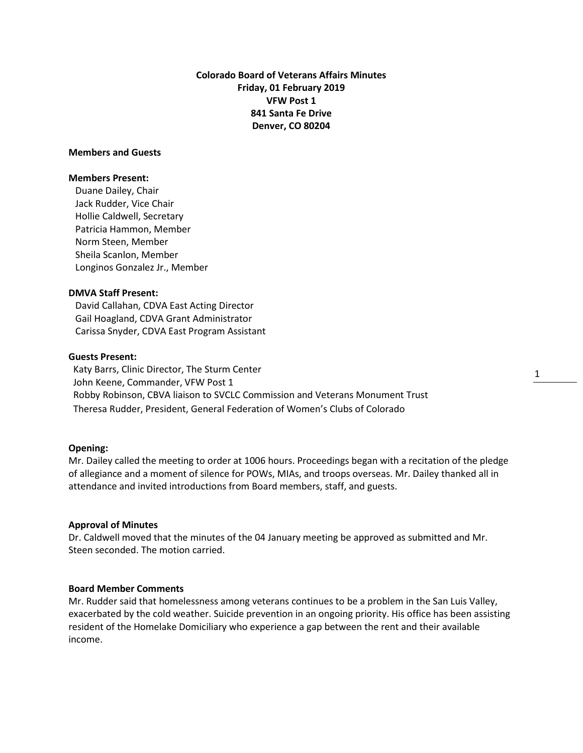**Colorado Board of Veterans Affairs Minutes**
**Friday, 01 February 2019**
**VFW Post 1**
**841 Santa Fe Drive**
**Denver, CO 80204**

**Members and Guests**

**Members Present:**

Duane Dailey, Chair
Jack Rudder, Vice Chair
Hollie Caldwell, Secretary
Patricia Hammon, Member
Norm Steen, Member
Sheila Scanlon, Member
Longinos Gonzalez Jr., Member

**DMVA Staff Present:**

David Callahan, CDVA East Acting Director
Gail Hoagland, CDVA Grant Administrator
Carissa Snyder, CDVA East Program Assistant

**Guests Present:**

Katy Barrs, Clinic Director, The Sturm Center
John Keene, Commander, VFW Post 1
Robby Robinson, CBVA liaison to SVCLC Commission and Veterans Monument Trust
Theresa Rudder, President, General Federation of Women's Clubs of Colorado

**Opening:**

Mr. Dailey called the meeting to order at 1006 hours. Proceedings began with a recitation of the pledge of allegiance and a moment of silence for POWs, MIAs, and troops overseas. Mr. Dailey thanked all in attendance and invited introductions from Board members, staff, and guests.

**Approval of Minutes**

Dr. Caldwell moved that the minutes of the 04 January meeting be approved as submitted and Mr. Steen seconded. The motion carried.

**Board Member Comments**

Mr. Rudder said that homelessness among veterans continues to be a problem in the San Luis Valley, exacerbated by the cold weather. Suicide prevention in an ongoing priority. His office has been assisting resident of the Homelake Domiciliary who experience a gap between the rent and their available income.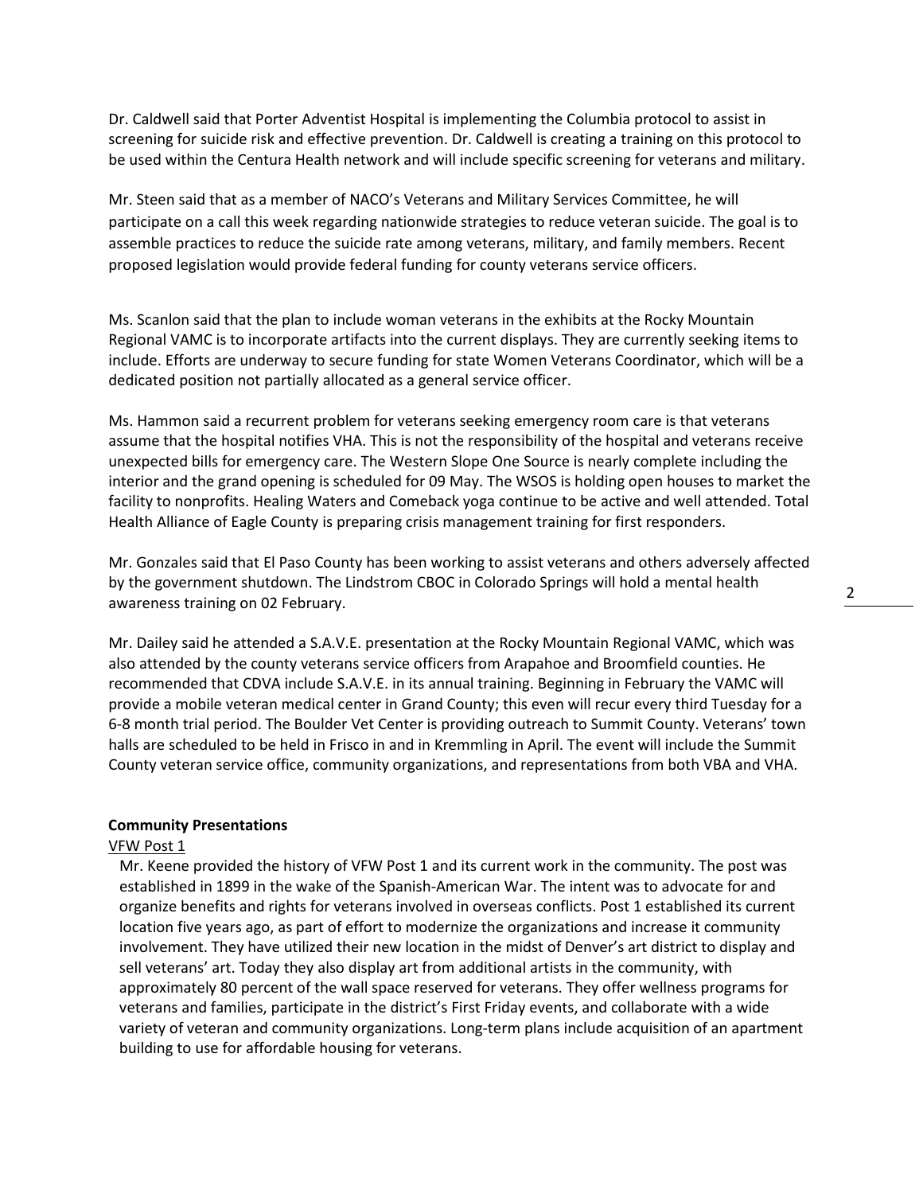Dr. Caldwell said that Porter Adventist Hospital is implementing the Columbia protocol to assist in screening for suicide risk and effective prevention. Dr. Caldwell is creating a training on this protocol to be used within the Centura Health network and will include specific screening for veterans and military.

Mr. Steen said that as a member of NACO's Veterans and Military Services Committee, he will participate on a call this week regarding nationwide strategies to reduce veteran suicide. The goal is to assemble practices to reduce the suicide rate among veterans, military, and family members. Recent proposed legislation would provide federal funding for county veterans service officers.

Ms. Scanlon said that the plan to include woman veterans in the exhibits at the Rocky Mountain Regional VAMC is to incorporate artifacts into the current displays. They are currently seeking items to include. Efforts are underway to secure funding for state Women Veterans Coordinator, which will be a dedicated position not partially allocated as a general service officer.

Ms. Hammon said a recurrent problem for veterans seeking emergency room care is that veterans assume that the hospital notifies VHA. This is not the responsibility of the hospital and veterans receive unexpected bills for emergency care. The Western Slope One Source is nearly complete including the interior and the grand opening is scheduled for 09 May. The WSOS is holding open houses to market the facility to nonprofits. Healing Waters and Comeback yoga continue to be active and well attended. Total Health Alliance of Eagle County is preparing crisis management training for first responders.

Mr. Gonzales said that El Paso County has been working to assist veterans and others adversely affected by the government shutdown. The Lindstrom CBOC in Colorado Springs will hold a mental health awareness training on 02 February.

Mr. Dailey said he attended a S.A.V.E. presentation at the Rocky Mountain Regional VAMC, which was also attended by the county veterans service officers from Arapahoe and Broomfield counties. He recommended that CDVA include S.A.V.E. in its annual training. Beginning in February the VAMC will provide a mobile veteran medical center in Grand County; this even will recur every third Tuesday for a 6-8 month trial period. The Boulder Vet Center is providing outreach to Summit County. Veterans' town halls are scheduled to be held in Frisco in and in Kremmling in April. The event will include the Summit County veteran service office, community organizations, and representations from both VBA and VHA.

**Community Presentations**

VFW Post 1

Mr. Keene provided the history of VFW Post 1 and its current work in the community. The post was established in 1899 in the wake of the Spanish-American War. The intent was to advocate for and organize benefits and rights for veterans involved in overseas conflicts. Post 1 established its current location five years ago, as part of effort to modernize the organizations and increase it community involvement. They have utilized their new location in the midst of Denver's art district to display and sell veterans' art. Today they also display art from additional artists in the community, with approximately 80 percent of the wall space reserved for veterans. They offer wellness programs for veterans and families, participate in the district's First Friday events, and collaborate with a wide variety of veteran and community organizations. Long-term plans include acquisition of an apartment building to use for affordable housing for veterans.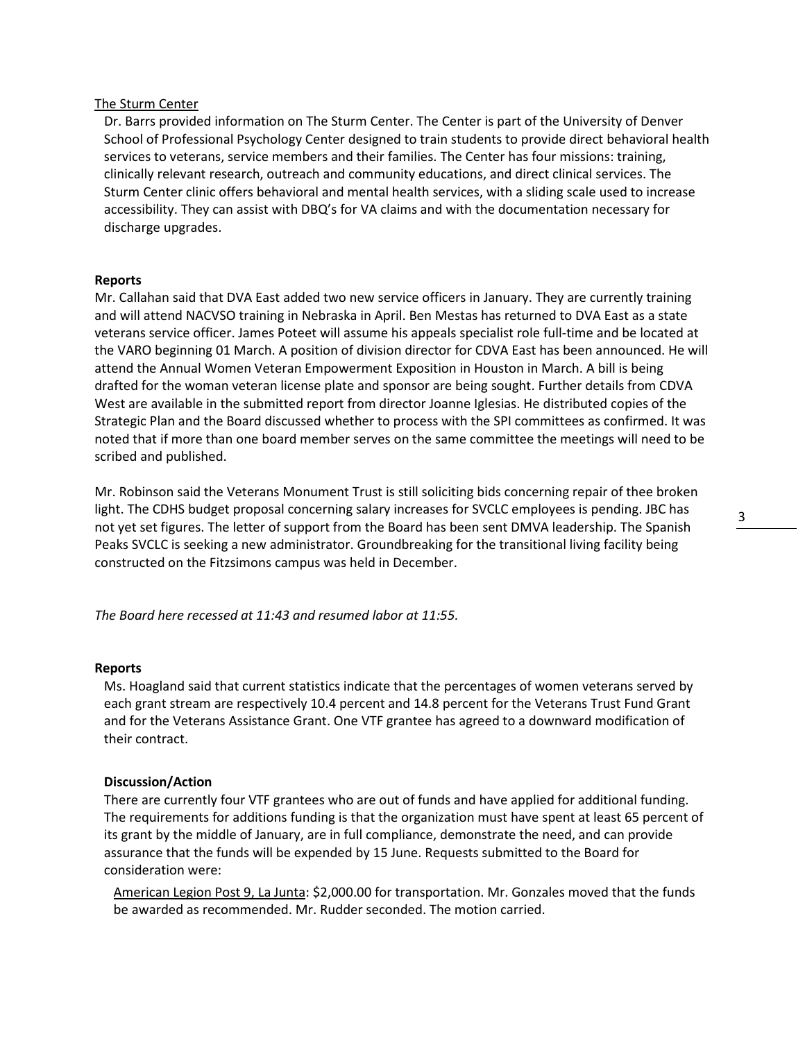The Sturm Center

Dr. Barrs provided information on The Sturm Center. The Center is part of the University of Denver School of Professional Psychology Center designed to train students to provide direct behavioral health services to veterans, service members and their families. The Center has four missions: training, clinically relevant research, outreach and community educations, and direct clinical services. The Sturm Center clinic offers behavioral and mental health services, with a sliding scale used to increase accessibility. They can assist with DBQ's for VA claims and with the documentation necessary for discharge upgrades.

**Reports**

Mr. Callahan said that DVA East added two new service officers in January. They are currently training and will attend NACVSO training in Nebraska in April. Ben Mestas has returned to DVA East as a state veterans service officer. James Poteet will assume his appeals specialist role full-time and be located at the VARO beginning 01 March. A position of division director for CDVA East has been announced. He will attend the Annual Women Veteran Empowerment Exposition in Houston in March. A bill is being drafted for the woman veteran license plate and sponsor are being sought. Further details from CDVA West are available in the submitted report from director Joanne Iglesias. He distributed copies of the Strategic Plan and the Board discussed whether to process with the SPI committees as confirmed. It was noted that if more than one board member serves on the same committee the meetings will need to be scribed and published.

Mr. Robinson said the Veterans Monument Trust is still soliciting bids concerning repair of thee broken light. The CDHS budget proposal concerning salary increases for SVCLC employees is pending. JBC has not yet set figures. The letter of support from the Board has been sent DMVA leadership. The Spanish Peaks SVCLC is seeking a new administrator. Groundbreaking for the transitional living facility being constructed on the Fitzsimons campus was held in December.

*The Board here recessed at 11:43 and resumed labor at 11:55.*

**Reports**

Ms. Hoagland said that current statistics indicate that the percentages of women veterans served by each grant stream are respectively 10.4 percent and 14.8 percent for the Veterans Trust Fund Grant and for the Veterans Assistance Grant. One VTF grantee has agreed to a downward modification of their contract.

**Discussion/Action**

There are currently four VTF grantees who are out of funds and have applied for additional funding. The requirements for additions funding is that the organization must have spent at least 65 percent of its grant by the middle of January, are in full compliance, demonstrate the need, and can provide assurance that the funds will be expended by 15 June. Requests submitted to the Board for consideration were:

American Legion Post 9, La Junta: $2,000.00 for transportation. Mr. Gonzales moved that the funds be awarded as recommended. Mr. Rudder seconded. The motion carried.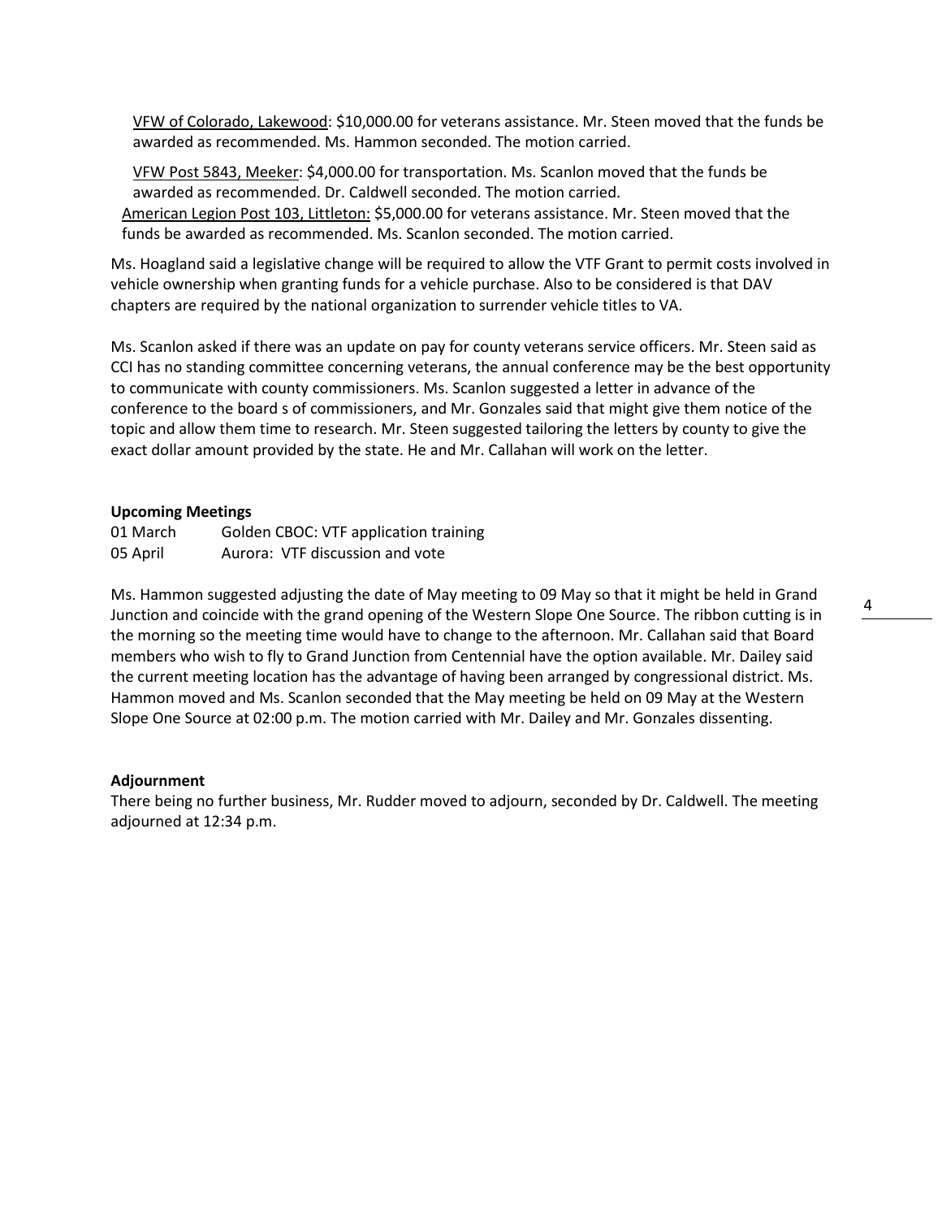<u>VFW of Colorado, Lakewood</u>: $10,000.00 for veterans assistance. Mr. Steen moved that the funds be awarded as recommended. Ms. Hammon seconded. The motion carried.

<u>VFW Post 5843, Meeker</u>: $4,000.00 for transportation. Ms. Scanlon moved that the funds be awarded as recommended. Dr. Caldwell seconded. The motion carried.

<u>American Legion Post 103, Littleton:</u> $5,000.00 for veterans assistance. Mr. Steen moved that the funds be awarded as recommended. Ms. Scanlon seconded. The motion carried.

Ms. Hoagland said a legislative change will be required to allow the VTF Grant to permit costs involved in vehicle ownership when granting funds for a vehicle purchase. Also to be considered is that DAV chapters are required by the national organization to surrender vehicle titles to VA.

Ms. Scanlon asked if there was an update on pay for county veterans service officers. Mr. Steen said as CCI has no standing committee concerning veterans, the annual conference may be the best opportunity to communicate with county commissioners. Ms. Scanlon suggested a letter in advance of the conference to the board s of commissioners, and Mr. Gonzales said that might give them notice of the topic and allow them time to research. Mr. Steen suggested tailoring the letters by county to give the exact dollar amount provided by the state. He and Mr. Callahan will work on the letter.

**Upcoming Meetings**

01 March Golden CBOC: VTF application training

05 April Aurora: VTF discussion and vote

Ms. Hammon suggested adjusting the date of May meeting to 09 May so that it might be held in Grand Junction and coincide with the grand opening of the Western Slope One Source. The ribbon cutting is in the morning so the meeting time would have to change to the afternoon. Mr. Callahan said that Board members who wish to fly to Grand Junction from Centennial have the option available. Mr. Dailey said the current meeting location has the advantage of having been arranged by congressional district. Ms. Hammon moved and Ms. Scanlon seconded that the May meeting be held on 09 May at the Western Slope One Source at 02:00 p.m. The motion carried with Mr. Dailey and Mr. Gonzales dissenting.

**Adjournment**

There being no further business, Mr. Rudder moved to adjourn, seconded by Dr. Caldwell. The meeting adjourned at 12:34 p.m.